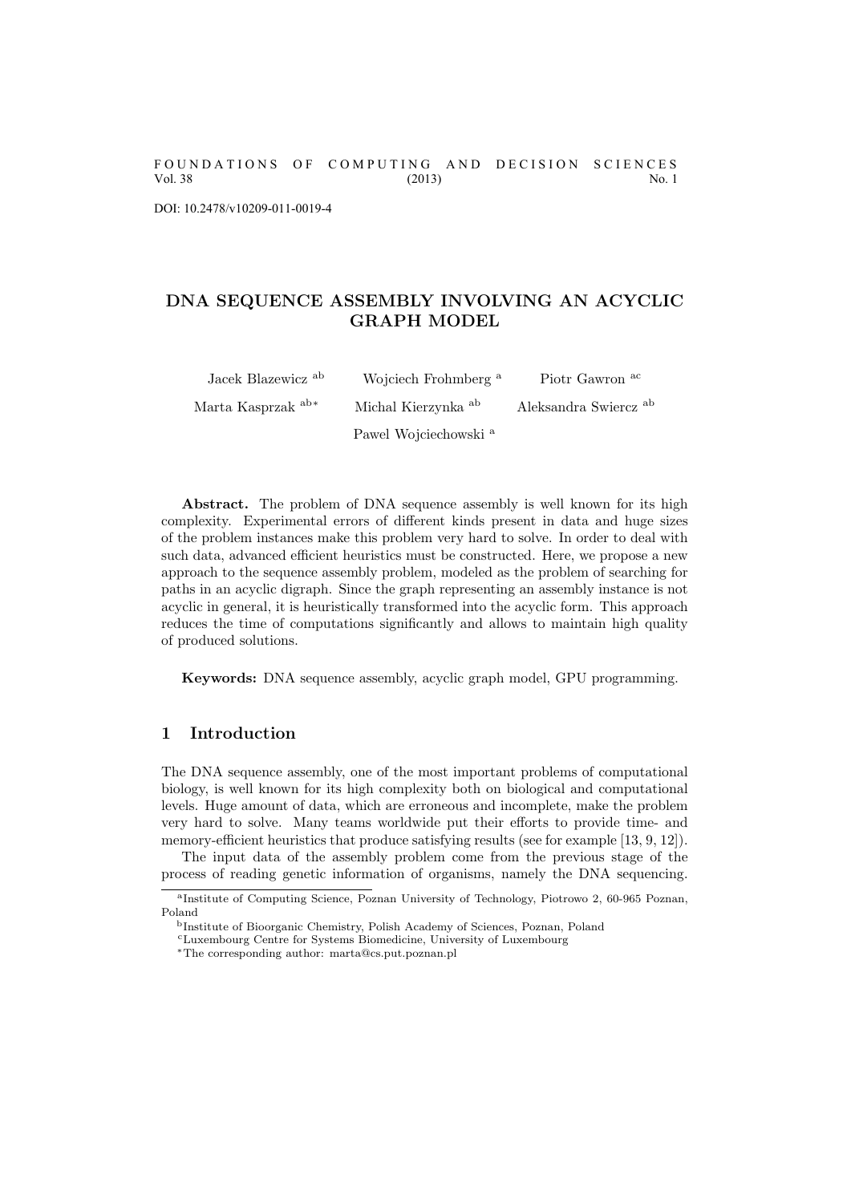DOI: 10.2478/v10209-011-0019-4

# DNA SEQUENCE ASSEMBLY INVOLVING AN ACYCLIC GRAPH MODEL

Jacek Blazewicz [ab] Wojciech Frohmberg [a] Piotr Gawron [ac]

Marta Kasprzak [ab*] Michal Kierzynka [ab] Aleksandra Swiercz [ab]

Pawel Wojciechowski [a]

**Abstract.** The problem of DNA sequence assembly is well known for its high complexity. Experimental errors of different kinds present in data and huge sizes of the problem instances make this problem very hard to solve. In order to deal with such data, advanced efficient heuristics must be constructed. Here, we propose a new approach to the sequence assembly problem, modeled as the problem of searching for paths in an acyclic digraph. Since the graph representing an assembly instance is not acyclic in general, it is heuristically transformed into the acyclic form. This approach reduces the time of computations significantly and allows to maintain high quality of produced solutions.

**Keywords:** DNA sequence assembly, acyclic graph model, GPU programming.

## 1 Introduction

The DNA sequence assembly, one of the most important problems of computational biology, is well known for its high complexity both on biological and computational levels. Huge amount of data, which are erroneous and incomplete, make the problem very hard to solve. Many teams worldwide put their efforts to provide time- and memory-efficient heuristics that produce satisfying results (see for example [13, 9, 12]).

The input data of the assembly problem come from the previous stage of the process of reading genetic information of organisms, namely the DNA sequencing.

---

[a] Institute of Computing Science, Poznan University of Technology, Piotrowo 2, 60-965 Poznan, Poland

[b] Institute of Bioorganic Chemistry, Polish Academy of Sciences, Poznan, Poland

[c] Luxembourg Centre for Systems Biomedicine, University of Luxembourg

[*] The corresponding author: marta@cs.put.poznan.pl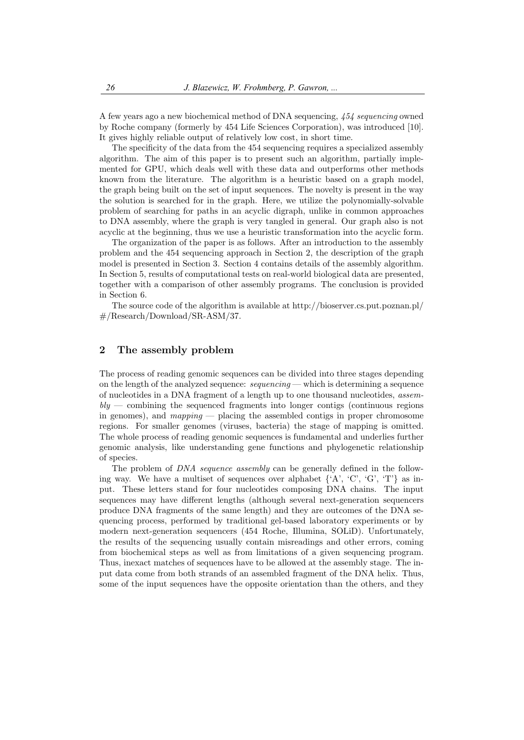A few years ago a new biochemical method of DNA sequencing, *454 sequencing* owned by Roche company (formerly by 454 Life Sciences Corporation), was introduced [10]. It gives highly reliable output of relatively low cost, in short time.

The specificity of the data from the 454 sequencing requires a specialized assembly algorithm. The aim of this paper is to present such an algorithm, partially implemented for GPU, which deals well with these data and outperforms other methods known from the literature. The algorithm is a heuristic based on a graph model, the graph being built on the set of input sequences. The novelty is present in the way the solution is searched for in the graph. Here, we utilize the polynomially-solvable problem of searching for paths in an acyclic digraph, unlike in common approaches to DNA assembly, where the graph is very tangled in general. Our graph also is not acyclic at the beginning, thus we use a heuristic transformation into the acyclic form.

The organization of the paper is as follows. After an introduction to the assembly problem and the 454 sequencing approach in Section 2, the description of the graph model is presented in Section 3. Section 4 contains details of the assembly algorithm. In Section 5, results of computational tests on real-world biological data are presented, together with a comparison of other assembly programs. The conclusion is provided in Section 6.

The source code of the algorithm is available at http://bioserver.cs.put.poznan.pl/#/Research/Download/SR-ASM/37.

## 2 The assembly problem

The process of reading genomic sequences can be divided into three stages depending on the length of the analyzed sequence: *sequencing* — which is determining a sequence of nucleotides in a DNA fragment of a length up to one thousand nucleotides, *assembly* — combining the sequenced fragments into longer contigs (continuous regions in genomes), and *mapping* — placing the assembled contigs in proper chromosome regions. For smaller genomes (viruses, bacteria) the stage of mapping is omitted. The whole process of reading genomic sequences is fundamental and underlies further genomic analysis, like understanding gene functions and phylogenetic relationship of species.

The problem of *DNA sequence assembly* can be generally defined in the following way. We have a multiset of sequences over alphabet {'A', 'C', 'G', 'T'} as input. These letters stand for four nucleotides composing DNA chains. The input sequences may have different lengths (although several next-generation sequencers produce DNA fragments of the same length) and they are outcomes of the DNA sequencing process, performed by traditional gel-based laboratory experiments or by modern next-generation sequencers (454 Roche, Illumina, SOLiD). Unfortunately, the results of the sequencing usually contain misreadings and other errors, coming from biochemical steps as well as from limitations of a given sequencing program. Thus, inexact matches of sequences have to be allowed at the assembly stage. The input data come from both strands of an assembled fragment of the DNA helix. Thus, some of the input sequences have the opposite orientation than the others, and they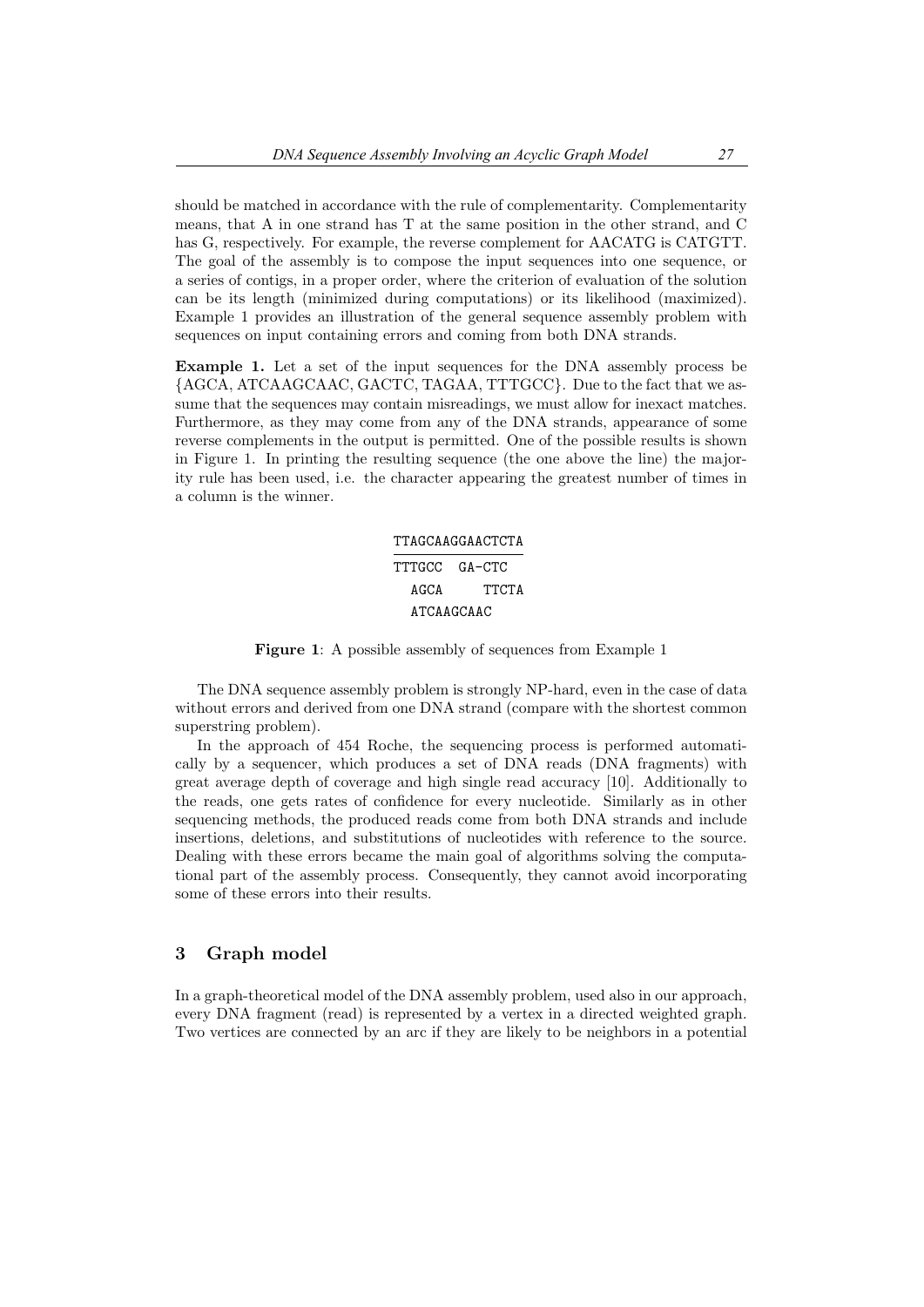should be matched in accordance with the rule of complementarity. Complementarity means, that A in one strand has T at the same position in the other strand, and C has G, respectively. For example, the reverse complement for AACATG is CATGTT. The goal of the assembly is to compose the input sequences into one sequence, or a series of contigs, in a proper order, where the criterion of evaluation of the solution can be its length (minimized during computations) or its likelihood (maximized). Example 1 provides an illustration of the general sequence assembly problem with sequences on input containing errors and coming from both DNA strands.

**Example 1.** Let a set of the input sequences for the DNA assembly process be {AGCA, ATCAAGCAAC, GACTC, TAGAA, TTTGCC}. Due to the fact that we assume that the sequences may contain misreadings, we must allow for inexact matches. Furthermore, as they may come from any of the DNA strands, appearance of some reverse complements in the output is permitted. One of the possible results is shown in Figure 1. In printing the resulting sequence (the one above the line) the majority rule has been used, i.e. the character appearing the greatest number of times in a column is the winner.

```
TTAGCAAGGAACTCTA
----------------
TTTGCC  GA-CTC
  AGCA      TTCTA
  ATCAAGCAAC
```

**Figure 1**: A possible assembly of sequences from Example 1

The DNA sequence assembly problem is strongly NP-hard, even in the case of data without errors and derived from one DNA strand (compare with the shortest common superstring problem).

In the approach of 454 Roche, the sequencing process is performed automatically by a sequencer, which produces a set of DNA reads (DNA fragments) with great average depth of coverage and high single read accuracy [10]. Additionally to the reads, one gets rates of confidence for every nucleotide. Similarly as in other sequencing methods, the produced reads come from both DNA strands and include insertions, deletions, and substitutions of nucleotides with reference to the source. Dealing with these errors became the main goal of algorithms solving the computational part of the assembly process. Consequently, they cannot avoid incorporating some of these errors into their results.

## 3 Graph model

In a graph-theoretical model of the DNA assembly problem, used also in our approach, every DNA fragment (read) is represented by a vertex in a directed weighted graph. Two vertices are connected by an arc if they are likely to be neighbors in a potential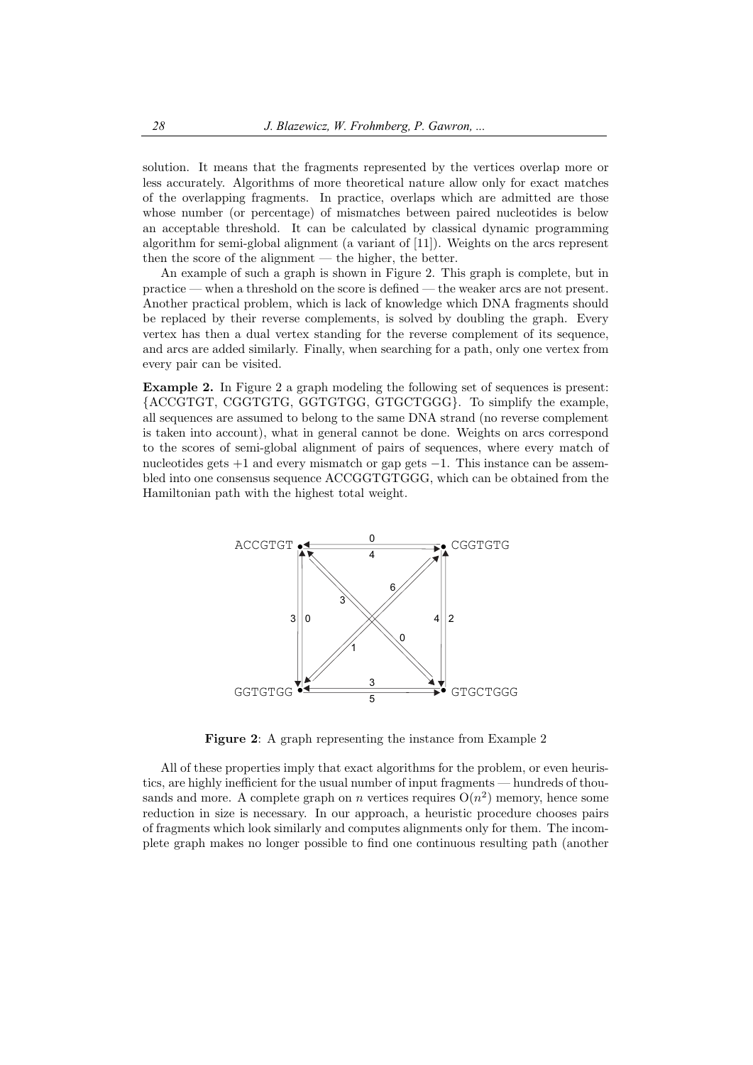solution. It means that the fragments represented by the vertices overlap more or less accurately. Algorithms of more theoretical nature allow only for exact matches of the overlapping fragments. In practice, overlaps which are admitted are those whose number (or percentage) of mismatches between paired nucleotides is below an acceptable threshold. It can be calculated by classical dynamic programming algorithm for semi-global alignment (a variant of [11]). Weights on the arcs represent then the score of the alignment — the higher, the better.

An example of such a graph is shown in Figure 2. This graph is complete, but in practice — when a threshold on the score is defined — the weaker arcs are not present. Another practical problem, which is lack of knowledge which DNA fragments should be replaced by their reverse complements, is solved by doubling the graph. Every vertex has then a dual vertex standing for the reverse complement of its sequence, and arcs are added similarly. Finally, when searching for a path, only one vertex from every pair can be visited.

**Example 2.** In Figure 2 a graph modeling the following set of sequences is present: {ACCGTGT, CGGTGTG, GGTGTGG, GTGCTGGG}. To simplify the example, all sequences are assumed to belong to the same DNA strand (no reverse complement is taken into account), what in general cannot be done. Weights on arcs correspond to the scores of semi-global alignment of pairs of sequences, where every match of nucleotides gets +1 and every mismatch or gap gets −1. This instance can be assembled into one consensus sequence ACCGGTGTGGG, which can be obtained from the Hamiltonian path with the highest total weight.

**Figure 2**: A graph representing the instance from Example 2

All of these properties imply that exact algorithms for the problem, or even heuristics, are highly inefficient for the usual number of input fragments — hundreds of thousands and more. A complete graph on $n$ vertices requires $O(n^2)$ memory, hence some reduction in size is necessary. In our approach, a heuristic procedure chooses pairs of fragments which look similarly and computes alignments only for them. The incomplete graph makes no longer possible to find one continuous resulting path (another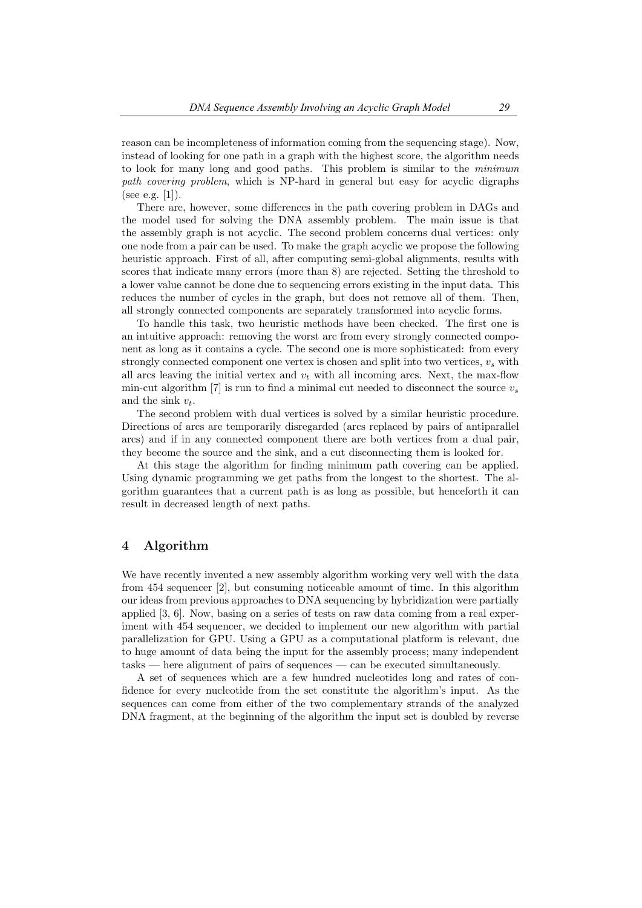reason can be incompleteness of information coming from the sequencing stage). Now, instead of looking for one path in a graph with the highest score, the algorithm needs to look for many long and good paths. This problem is similar to the *minimum path covering problem*, which is NP-hard in general but easy for acyclic digraphs (see e.g. [1]).

There are, however, some differences in the path covering problem in DAGs and the model used for solving the DNA assembly problem. The main issue is that the assembly graph is not acyclic. The second problem concerns dual vertices: only one node from a pair can be used. To make the graph acyclic we propose the following heuristic approach. First of all, after computing semi-global alignments, results with scores that indicate many errors (more than 8) are rejected. Setting the threshold to a lower value cannot be done due to sequencing errors existing in the input data. This reduces the number of cycles in the graph, but does not remove all of them. Then, all strongly connected components are separately transformed into acyclic forms.

To handle this task, two heuristic methods have been checked. The first one is an intuitive approach: removing the worst arc from every strongly connected component as long as it contains a cycle. The second one is more sophisticated: from every strongly connected component one vertex is chosen and split into two vertices, $v_s$ with all arcs leaving the initial vertex and $v_t$ with all incoming arcs. Next, the max-flow min-cut algorithm [7] is run to find a minimal cut needed to disconnect the source $v_s$ and the sink $v_t$.

The second problem with dual vertices is solved by a similar heuristic procedure. Directions of arcs are temporarily disregarded (arcs replaced by pairs of antiparallel arcs) and if in any connected component there are both vertices from a dual pair, they become the source and the sink, and a cut disconnecting them is looked for.

At this stage the algorithm for finding minimum path covering can be applied. Using dynamic programming we get paths from the longest to the shortest. The algorithm guarantees that a current path is as long as possible, but henceforth it can result in decreased length of next paths.

## 4 Algorithm

We have recently invented a new assembly algorithm working very well with the data from 454 sequencer [2], but consuming noticeable amount of time. In this algorithm our ideas from previous approaches to DNA sequencing by hybridization were partially applied [3, 6]. Now, basing on a series of tests on raw data coming from a real experiment with 454 sequencer, we decided to implement our new algorithm with partial parallelization for GPU. Using a GPU as a computational platform is relevant, due to huge amount of data being the input for the assembly process; many independent tasks — here alignment of pairs of sequences — can be executed simultaneously.

A set of sequences which are a few hundred nucleotides long and rates of confidence for every nucleotide from the set constitute the algorithm's input. As the sequences can come from either of the two complementary strands of the analyzed DNA fragment, at the beginning of the algorithm the input set is doubled by reverse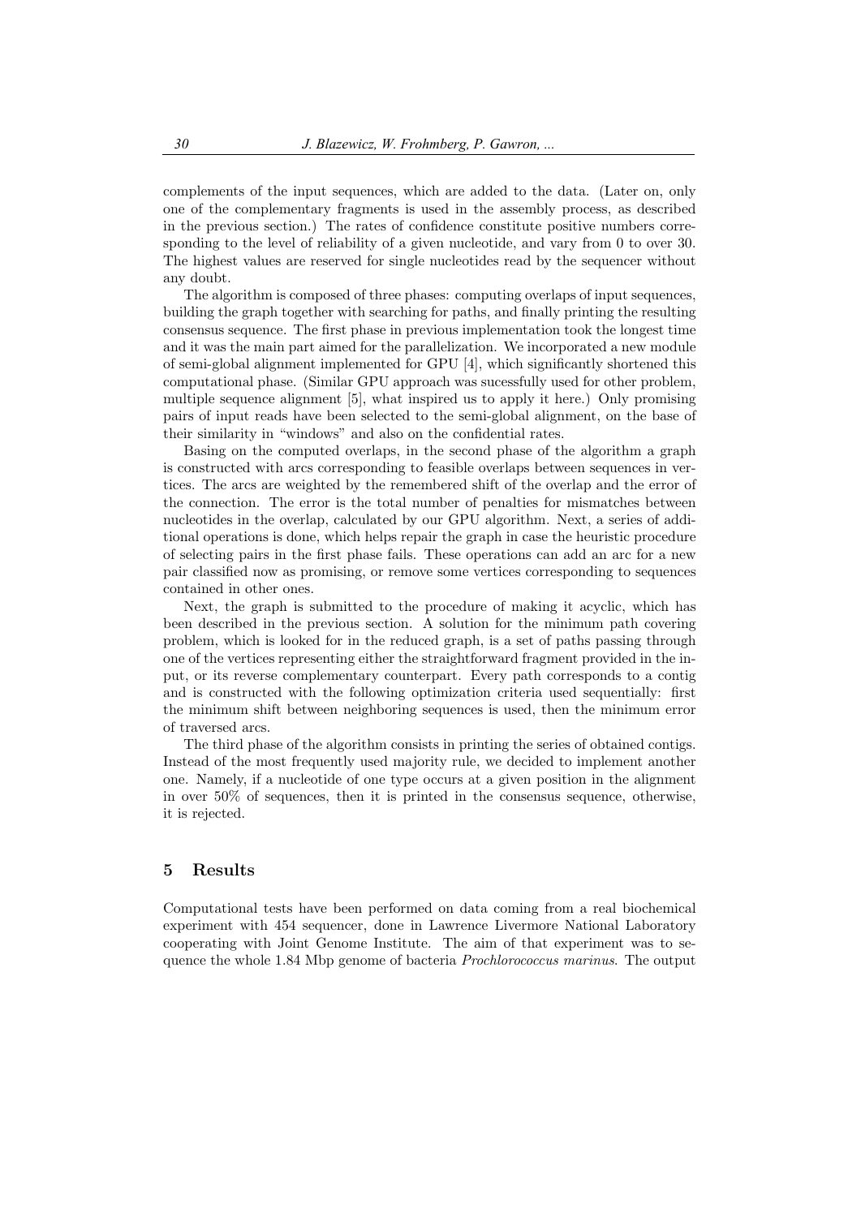complements of the input sequences, which are added to the data. (Later on, only one of the complementary fragments is used in the assembly process, as described in the previous section.) The rates of confidence constitute positive numbers corresponding to the level of reliability of a given nucleotide, and vary from 0 to over 30. The highest values are reserved for single nucleotides read by the sequencer without any doubt.

The algorithm is composed of three phases: computing overlaps of input sequences, building the graph together with searching for paths, and finally printing the resulting consensus sequence. The first phase in previous implementation took the longest time and it was the main part aimed for the parallelization. We incorporated a new module of semi-global alignment implemented for GPU [4], which significantly shortened this computational phase. (Similar GPU approach was sucessfully used for other problem, multiple sequence alignment [5], what inspired us to apply it here.) Only promising pairs of input reads have been selected to the semi-global alignment, on the base of their similarity in "windows" and also on the confidential rates.

Basing on the computed overlaps, in the second phase of the algorithm a graph is constructed with arcs corresponding to feasible overlaps between sequences in vertices. The arcs are weighted by the remembered shift of the overlap and the error of the connection. The error is the total number of penalties for mismatches between nucleotides in the overlap, calculated by our GPU algorithm. Next, a series of additional operations is done, which helps repair the graph in case the heuristic procedure of selecting pairs in the first phase fails. These operations can add an arc for a new pair classified now as promising, or remove some vertices corresponding to sequences contained in other ones.

Next, the graph is submitted to the procedure of making it acyclic, which has been described in the previous section. A solution for the minimum path covering problem, which is looked for in the reduced graph, is a set of paths passing through one of the vertices representing either the straightforward fragment provided in the input, or its reverse complementary counterpart. Every path corresponds to a contig and is constructed with the following optimization criteria used sequentially: first the minimum shift between neighboring sequences is used, then the minimum error of traversed arcs.

The third phase of the algorithm consists in printing the series of obtained contigs. Instead of the most frequently used majority rule, we decided to implement another one. Namely, if a nucleotide of one type occurs at a given position in the alignment in over 50% of sequences, then it is printed in the consensus sequence, otherwise, it is rejected.

## 5 Results

Computational tests have been performed on data coming from a real biochemical experiment with 454 sequencer, done in Lawrence Livermore National Laboratory cooperating with Joint Genome Institute. The aim of that experiment was to sequence the whole 1.84 Mbp genome of bacteria *Prochlorococcus marinus*. The output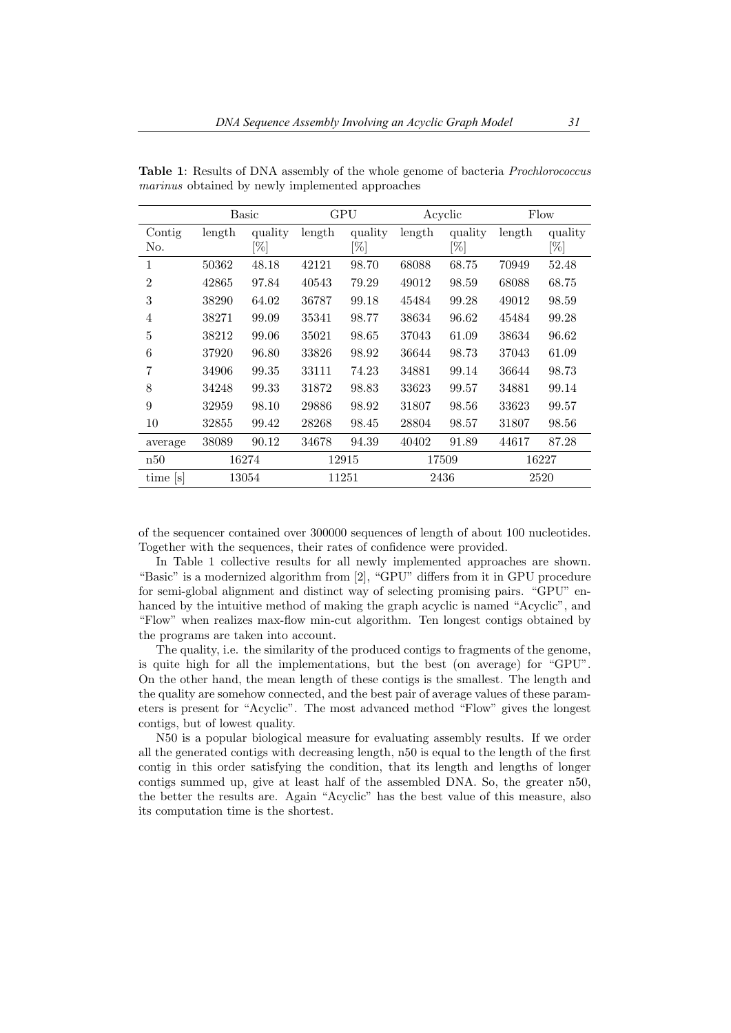**Table 1**: Results of DNA assembly of the whole genome of bacteria *Prochlorococcus marinus* obtained by newly implemented approaches

| | Basic | | GPU | | Acyclic | | Flow | |
|---|---|---|---|---|---|---|---|---|
| Contig No. | length | quality [%] | length | quality [%] | length | quality [%] | length | quality [%] |
| 1 | 50362 | 48.18 | 42121 | 98.70 | 68088 | 68.75 | 70949 | 52.48 |
| 2 | 42865 | 97.84 | 40543 | 79.29 | 49012 | 98.59 | 68088 | 68.75 |
| 3 | 38290 | 64.02 | 36787 | 99.18 | 45484 | 99.28 | 49012 | 98.59 |
| 4 | 38271 | 99.09 | 35341 | 98.77 | 38634 | 96.62 | 45484 | 99.28 |
| 5 | 38212 | 99.06 | 35021 | 98.65 | 37043 | 61.09 | 38634 | 96.62 |
| 6 | 37920 | 96.80 | 33826 | 98.92 | 36644 | 98.73 | 37043 | 61.09 |
| 7 | 34906 | 99.35 | 33111 | 74.23 | 34881 | 99.14 | 36644 | 98.73 |
| 8 | 34248 | 99.33 | 31872 | 98.83 | 33623 | 99.57 | 34881 | 99.14 |
| 9 | 32959 | 98.10 | 29886 | 98.92 | 31807 | 98.56 | 33623 | 99.57 |
| 10 | 32855 | 99.42 | 28268 | 98.45 | 28804 | 98.57 | 31807 | 98.56 |
| average | 38089 | 90.12 | 34678 | 94.39 | 40402 | 91.89 | 44617 | 87.28 |
| n50 | 16274 | | 12915 | | 17509 | | 16227 | |
| time [s] | 13054 | | 11251 | | 2436 | | 2520 | |

of the sequencer contained over 300000 sequences of length of about 100 nucleotides. Together with the sequences, their rates of confidence were provided.

In Table 1 collective results for all newly implemented approaches are shown. "Basic" is a modernized algorithm from [2], "GPU" differs from it in GPU procedure for semi-global alignment and distinct way of selecting promising pairs. "GPU" enhanced by the intuitive method of making the graph acyclic is named "Acyclic", and "Flow" when realizes max-flow min-cut algorithm. Ten longest contigs obtained by the programs are taken into account.

The quality, i.e. the similarity of the produced contigs to fragments of the genome, is quite high for all the implementations, but the best (on average) for "GPU". On the other hand, the mean length of these contigs is the smallest. The length and the quality are somehow connected, and the best pair of average values of these parameters is present for "Acyclic". The most advanced method "Flow" gives the longest contigs, but of lowest quality.

N50 is a popular biological measure for evaluating assembly results. If we order all the generated contigs with decreasing length, n50 is equal to the length of the first contig in this order satisfying the condition, that its length and lengths of longer contigs summed up, give at least half of the assembled DNA. So, the greater n50, the better the results are. Again "Acyclic" has the best value of this measure, also its computation time is the shortest.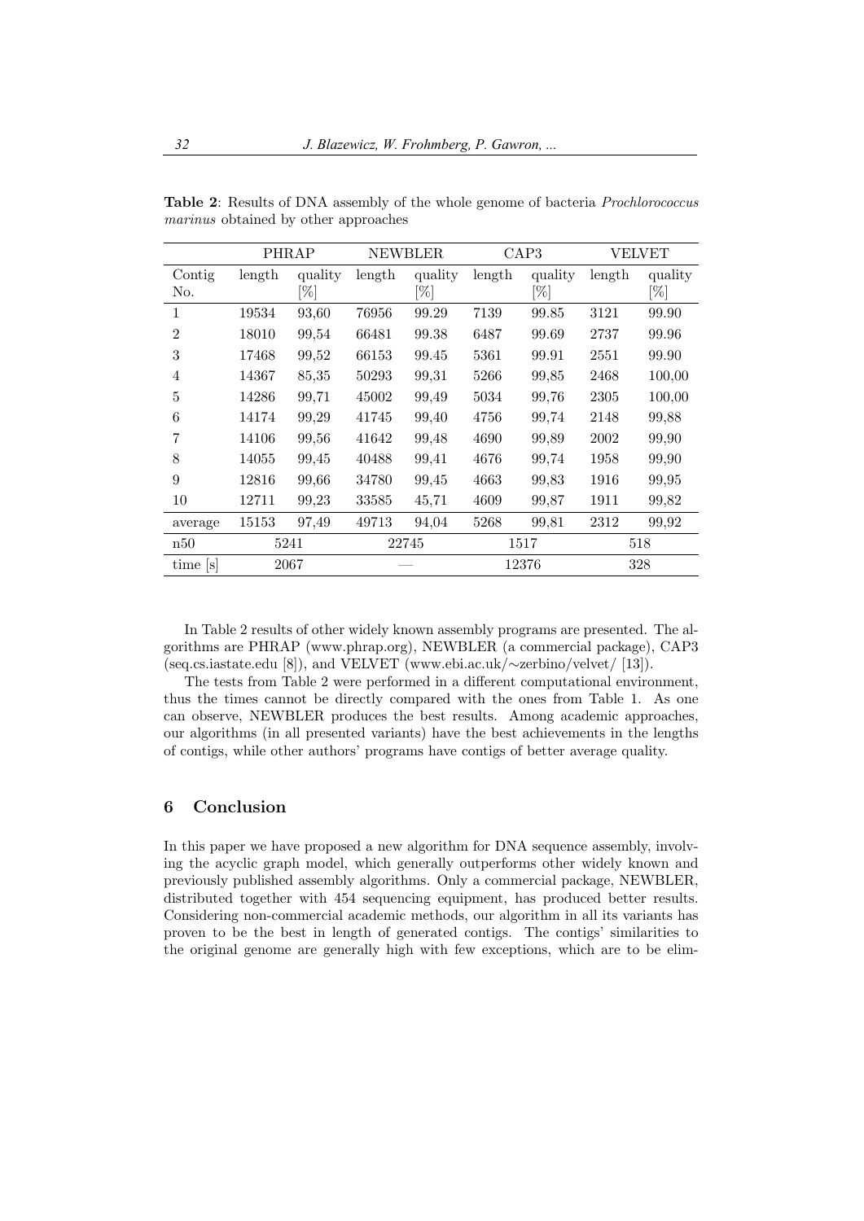**Table 2**: Results of DNA assembly of the whole genome of bacteria *Prochlorococcus marinus* obtained by other approaches

| | PHRAP | | NEWBLER | | CAP3 | | VELVET | |
|---|---|---|---|---|---|---|---|---|
| Contig No. | length | quality [%] | length | quality [%] | length | quality [%] | length | quality [%] |
| 1 | 19534 | 93,60 | 76956 | 99.29 | 7139 | 99.85 | 3121 | 99.90 |
| 2 | 18010 | 99,54 | 66481 | 99.38 | 6487 | 99.69 | 2737 | 99.96 |
| 3 | 17468 | 99,52 | 66153 | 99.45 | 5361 | 99.91 | 2551 | 99.90 |
| 4 | 14367 | 85,35 | 50293 | 99,31 | 5266 | 99,85 | 2468 | 100,00 |
| 5 | 14286 | 99,71 | 45002 | 99,49 | 5034 | 99,76 | 2305 | 100,00 |
| 6 | 14174 | 99,29 | 41745 | 99,40 | 4756 | 99,74 | 2148 | 99,88 |
| 7 | 14106 | 99,56 | 41642 | 99,48 | 4690 | 99,89 | 2002 | 99,90 |
| 8 | 14055 | 99,45 | 40488 | 99,41 | 4676 | 99,74 | 1958 | 99,90 |
| 9 | 12816 | 99,66 | 34780 | 99,45 | 4663 | 99,83 | 1916 | 99,95 |
| 10 | 12711 | 99,23 | 33585 | 45,71 | 4609 | 99,87 | 1911 | 99,82 |
| average | 15153 | 97,49 | 49713 | 94,04 | 5268 | 99,81 | 2312 | 99,92 |
| n50 | 5241 | | 22745 | | 1517 | | 518 | |
| time [s] | 2067 | | — | | 12376 | | 328 | |

In Table 2 results of other widely known assembly programs are presented. The algorithms are PHRAP (www.phrap.org), NEWBLER (a commercial package), CAP3 (seq.cs.iastate.edu [8]), and VELVET (www.ebi.ac.uk/∼zerbino/velvet/ [13]).

The tests from Table 2 were performed in a different computational environment, thus the times cannot be directly compared with the ones from Table 1. As one can observe, NEWBLER produces the best results. Among academic approaches, our algorithms (in all presented variants) have the best achievements in the lengths of contigs, while other authors' programs have contigs of better average quality.

## 6 Conclusion

In this paper we have proposed a new algorithm for DNA sequence assembly, involving the acyclic graph model, which generally outperforms other widely known and previously published assembly algorithms. Only a commercial package, NEWBLER, distributed together with 454 sequencing equipment, has produced better results. Considering non-commercial academic methods, our algorithm in all its variants has proven to be the best in length of generated contigs. The contigs' similarities to the original genome are generally high with few exceptions, which are to be elim-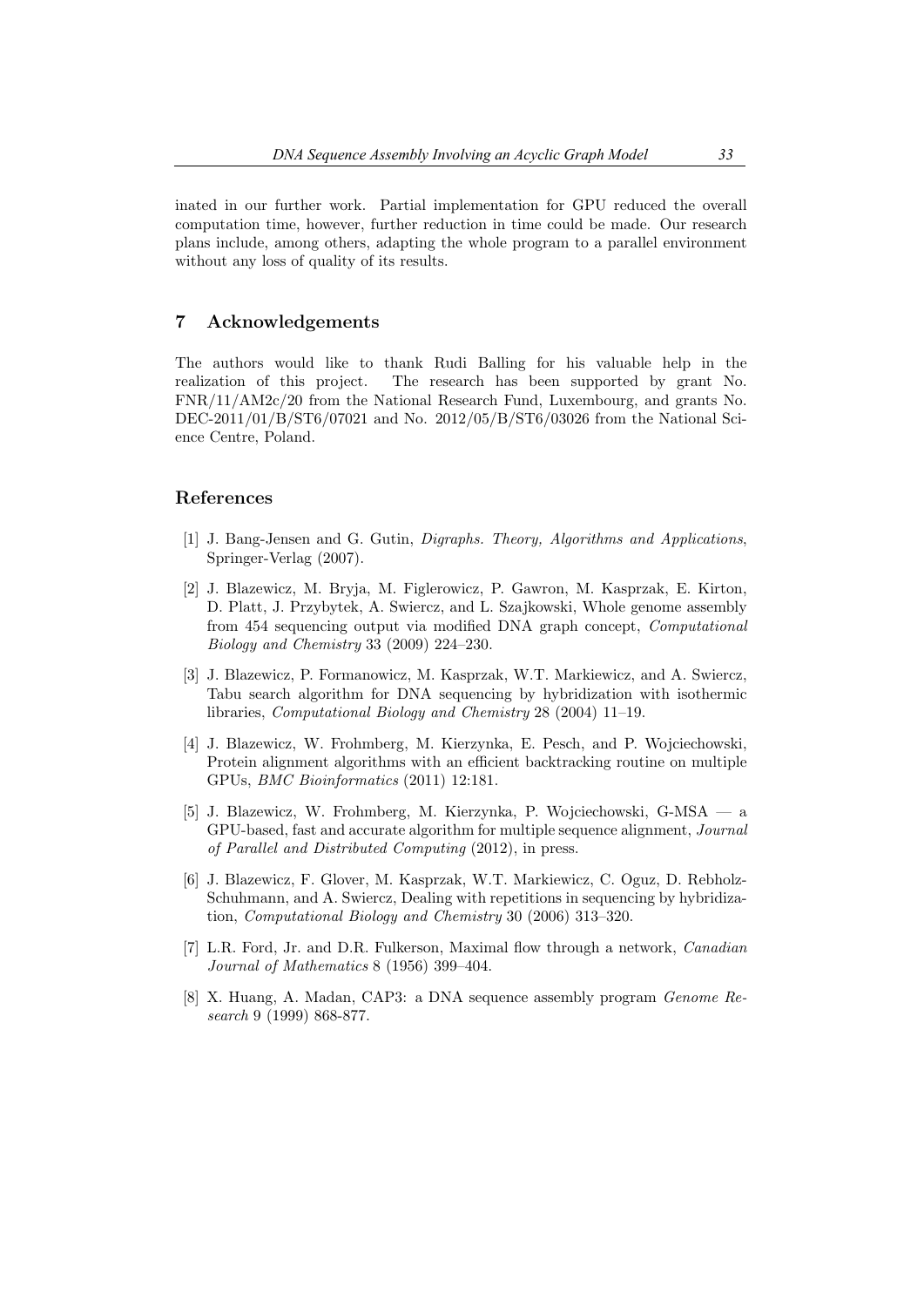inated in our further work. Partial implementation for GPU reduced the overall computation time, however, further reduction in time could be made. Our research plans include, among others, adapting the whole program to a parallel environment without any loss of quality of its results.

## 7 Acknowledgements

The authors would like to thank Rudi Balling for his valuable help in the realization of this project. The research has been supported by grant No. FNR/11/AM2c/20 from the National Research Fund, Luxembourg, and grants No. DEC-2011/01/B/ST6/07021 and No. 2012/05/B/ST6/03026 from the National Science Centre, Poland.

## References

[1] J. Bang-Jensen and G. Gutin, *Digraphs. Theory, Algorithms and Applications*, Springer-Verlag (2007).

[2] J. Blazewicz, M. Bryja, M. Figlerowicz, P. Gawron, M. Kasprzak, E. Kirton, D. Platt, J. Przybytek, A. Swiercz, and L. Szajkowski, Whole genome assembly from 454 sequencing output via modified DNA graph concept, *Computational Biology and Chemistry* 33 (2009) 224–230.

[3] J. Blazewicz, P. Formanowicz, M. Kasprzak, W.T. Markiewicz, and A. Swiercz, Tabu search algorithm for DNA sequencing by hybridization with isothermic libraries, *Computational Biology and Chemistry* 28 (2004) 11–19.

[4] J. Blazewicz, W. Frohmberg, M. Kierzynka, E. Pesch, and P. Wojciechowski, Protein alignment algorithms with an efficient backtracking routine on multiple GPUs, *BMC Bioinformatics* (2011) 12:181.

[5] J. Blazewicz, W. Frohmberg, M. Kierzynka, P. Wojciechowski, G-MSA — a GPU-based, fast and accurate algorithm for multiple sequence alignment, *Journal of Parallel and Distributed Computing* (2012), in press.

[6] J. Blazewicz, F. Glover, M. Kasprzak, W.T. Markiewicz, C. Oguz, D. Rebholz-Schuhmann, and A. Swiercz, Dealing with repetitions in sequencing by hybridization, *Computational Biology and Chemistry* 30 (2006) 313–320.

[7] L.R. Ford, Jr. and D.R. Fulkerson, Maximal flow through a network, *Canadian Journal of Mathematics* 8 (1956) 399–404.

[8] X. Huang, A. Madan, CAP3: a DNA sequence assembly program *Genome Research* 9 (1999) 868-877.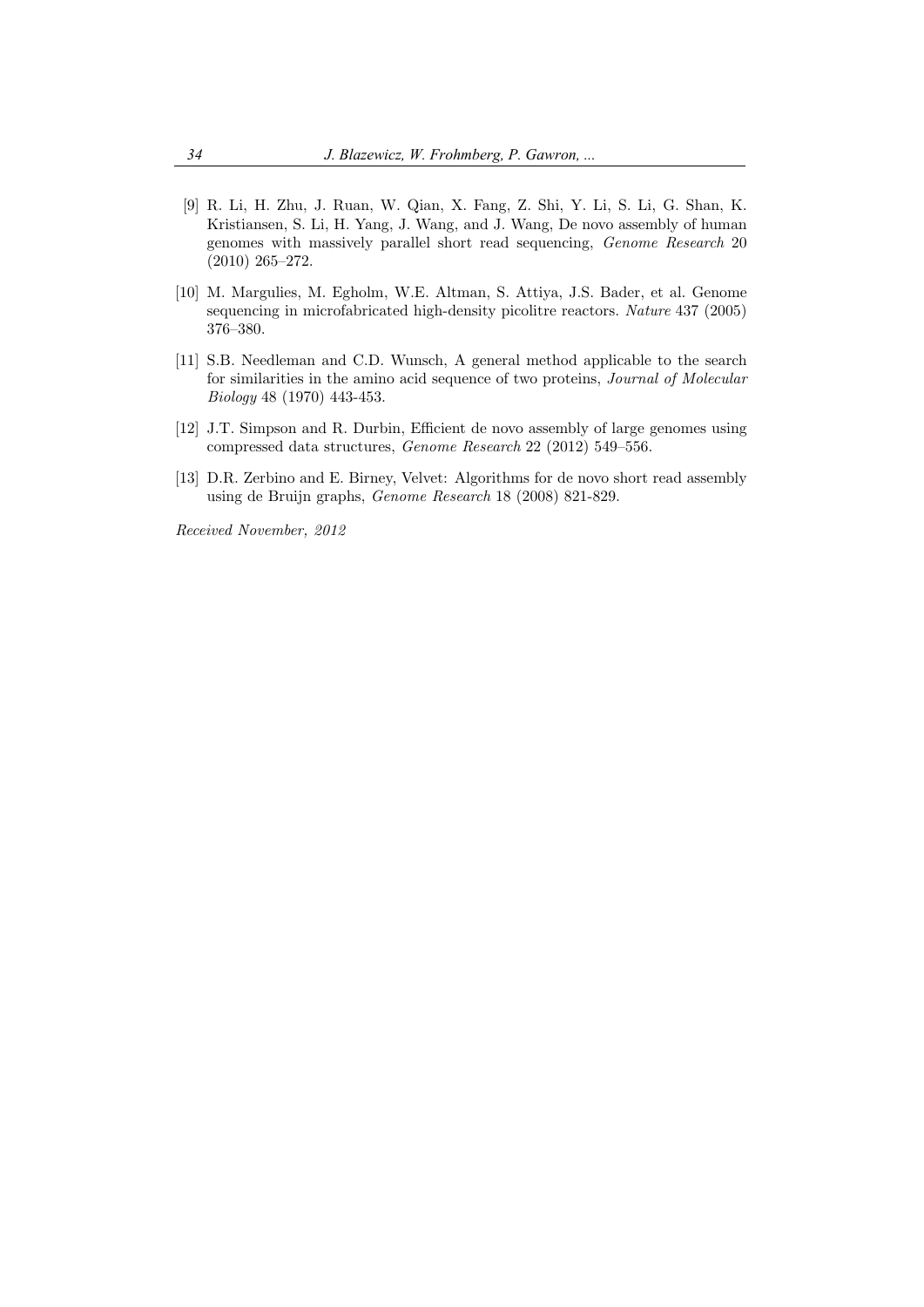[9] R. Li, H. Zhu, J. Ruan, W. Qian, X. Fang, Z. Shi, Y. Li, S. Li, G. Shan, K. Kristiansen, S. Li, H. Yang, J. Wang, and J. Wang, De novo assembly of human genomes with massively parallel short read sequencing, *Genome Research* 20 (2010) 265–272.

[10] M. Margulies, M. Egholm, W.E. Altman, S. Attiya, J.S. Bader, et al. Genome sequencing in microfabricated high-density picolitre reactors. *Nature* 437 (2005) 376–380.

[11] S.B. Needleman and C.D. Wunsch, A general method applicable to the search for similarities in the amino acid sequence of two proteins, *Journal of Molecular Biology* 48 (1970) 443-453.

[12] J.T. Simpson and R. Durbin, Efficient de novo assembly of large genomes using compressed data structures, *Genome Research* 22 (2012) 549–556.

[13] D.R. Zerbino and E. Birney, Velvet: Algorithms for de novo short read assembly using de Bruijn graphs, *Genome Research* 18 (2008) 821-829.

*Received November, 2012*